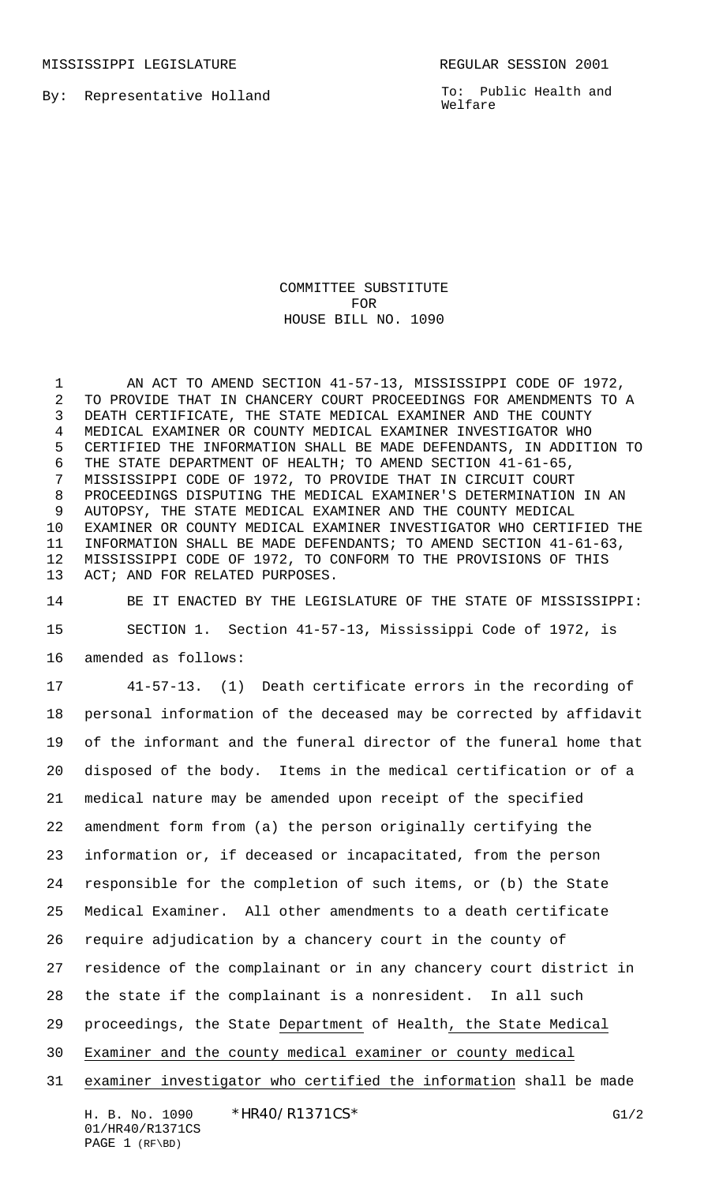MISSISSIPPI LEGISLATURE REGULAR SESSION 2001

By: Representative Holland

To: Public Health and Welfare

# COMMITTEE SUBSTITUTE FOR HOUSE BILL NO. 1090

AN ACT TO AMEND SECTION 41-57-13, MISSISSIPPI CODE OF 1972, TO PROVIDE THAT IN CHANCERY COURT PROCEEDINGS FOR AMENDMENTS TO A DEATH CERTIFICATE, THE STATE MEDICAL EXAMINER AND THE COUNTY MEDICAL EXAMINER OR COUNTY MEDICAL EXAMINER INVESTIGATOR WHO CERTIFIED THE INFORMATION SHALL BE MADE DEFENDANTS, IN ADDITION TO THE STATE DEPARTMENT OF HEALTH; TO AMEND SECTION 41-61-65, MISSISSIPPI CODE OF 1972, TO PROVIDE THAT IN CIRCUIT COURT PROCEEDINGS DISPUTING THE MEDICAL EXAMINER'S DETERMINATION IN AN AUTOPSY, THE STATE MEDICAL EXAMINER AND THE COUNTY MEDICAL EXAMINER OR COUNTY MEDICAL EXAMINER INVESTIGATOR WHO CERTIFIED THE INFORMATION SHALL BE MADE DEFENDANTS; TO AMEND SECTION 41-61-63, MISSISSIPPI CODE OF 1972, TO CONFORM TO THE PROVISIONS OF THIS ACT; AND FOR RELATED PURPOSES.

BE IT ENACTED BY THE LEGISLATURE OF THE STATE OF MISSISSIPPI:

SECTION 1. Section 41-57-13, Mississippi Code of 1972, is amended as follows:

41-57-13. (1) Death certificate errors in the recording of personal information of the deceased may be corrected by affidavit of the informant and the funeral director of the funeral home that disposed of the body. Items in the medical certification or of a medical nature may be amended upon receipt of the specified amendment form from (a) the person originally certifying the information or, if deceased or incapacitated, from the person responsible for the completion of such items, or (b) the State Medical Examiner. All other amendments to a death certificate require adjudication by a chancery court in the county of residence of the complainant or in any chancery court district in the state if the complainant is a nonresident. In all such proceedings, the State Department of Health, the State Medical Examiner and the county medical examiner or county medical examiner investigator who certified the information shall be made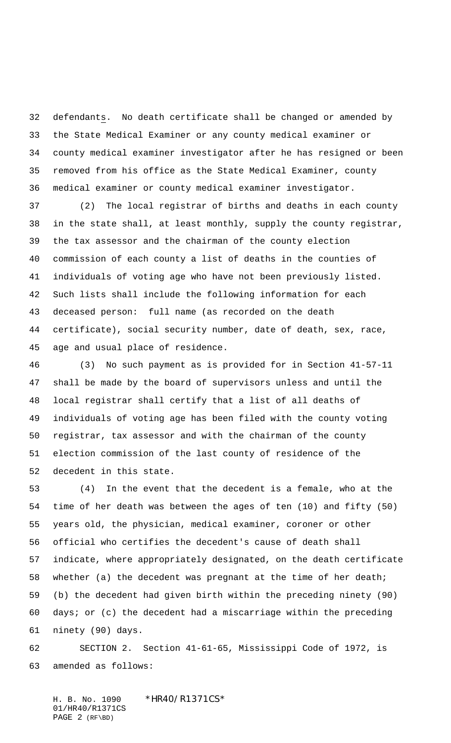defendants. No death certificate shall be changed or amended by the State Medical Examiner or any county medical examiner or county medical examiner investigator after he has resigned or been removed from his office as the State Medical Examiner, county medical examiner or county medical examiner investigator.

(2) The local registrar of births and deaths in each county in the state shall, at least monthly, supply the county registrar, the tax assessor and the chairman of the county election commission of each county a list of deaths in the counties of individuals of voting age who have not been previously listed. Such lists shall include the following information for each deceased person: full name (as recorded on the death certificate), social security number, date of death, sex, race, age and usual place of residence.

(3) No such payment as is provided for in Section 41-57-11 shall be made by the board of supervisors unless and until the local registrar shall certify that a list of all deaths of individuals of voting age has been filed with the county voting registrar, tax assessor and with the chairman of the county election commission of the last county of residence of the decedent in this state.

(4) In the event that the decedent is a female, who at the time of her death was between the ages of ten (10) and fifty (50) years old, the physician, medical examiner, coroner or other official who certifies the decedent's cause of death shall indicate, where appropriately designated, on the death certificate whether (a) the decedent was pregnant at the time of her death; (b) the decedent had given birth within the preceding ninety (90) days; or (c) the decedent had a miscarriage within the preceding ninety (90) days.

SECTION 2. Section 41-61-65, Mississippi Code of 1972, is amended as follows: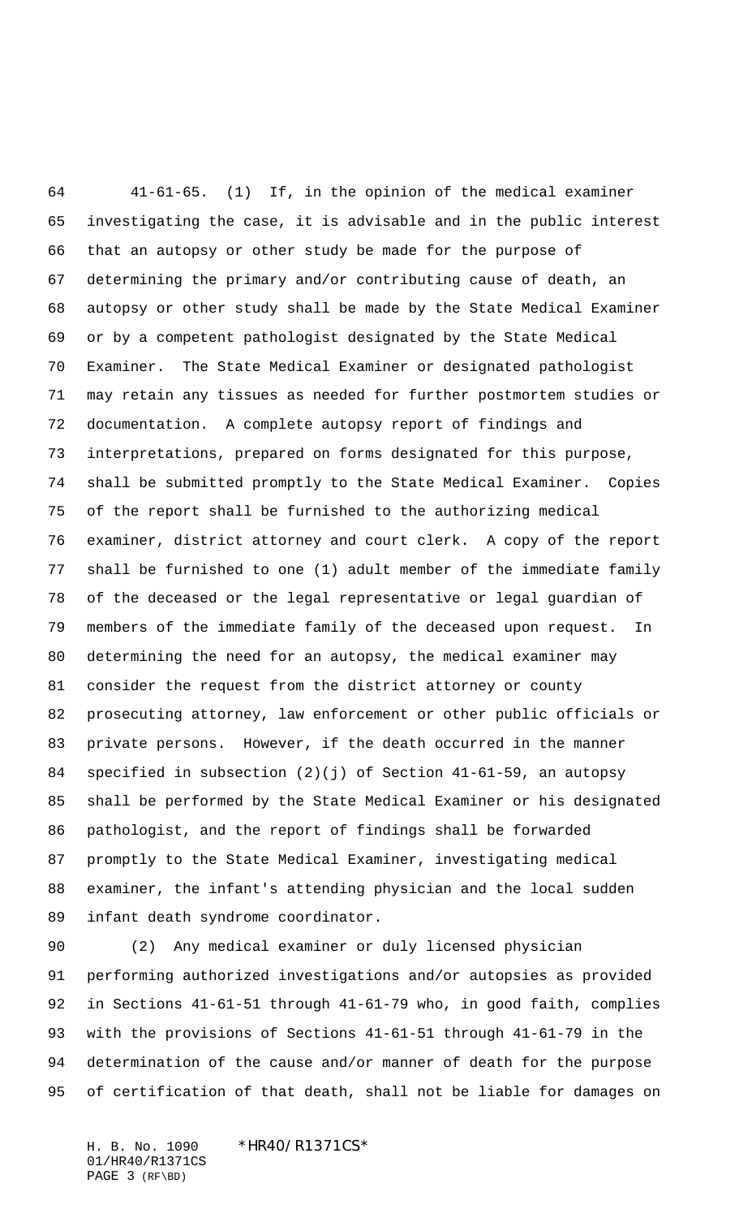41-61-65. (1) If, in the opinion of the medical examiner investigating the case, it is advisable and in the public interest that an autopsy or other study be made for the purpose of determining the primary and/or contributing cause of death, an autopsy or other study shall be made by the State Medical Examiner or by a competent pathologist designated by the State Medical Examiner. The State Medical Examiner or designated pathologist may retain any tissues as needed for further postmortem studies or documentation. A complete autopsy report of findings and interpretations, prepared on forms designated for this purpose, shall be submitted promptly to the State Medical Examiner. Copies of the report shall be furnished to the authorizing medical examiner, district attorney and court clerk. A copy of the report shall be furnished to one (1) adult member of the immediate family of the deceased or the legal representative or legal guardian of members of the immediate family of the deceased upon request. In determining the need for an autopsy, the medical examiner may consider the request from the district attorney or county prosecuting attorney, law enforcement or other public officials or private persons. However, if the death occurred in the manner specified in subsection (2)(j) of Section 41-61-59, an autopsy shall be performed by the State Medical Examiner or his designated pathologist, and the report of findings shall be forwarded promptly to the State Medical Examiner, investigating medical examiner, the infant's attending physician and the local sudden infant death syndrome coordinator.

(2) Any medical examiner or duly licensed physician performing authorized investigations and/or autopsies as provided in Sections 41-61-51 through 41-61-79 who, in good faith, complies with the provisions of Sections 41-61-51 through 41-61-79 in the determination of the cause and/or manner of death for the purpose of certification of that death, shall not be liable for damages on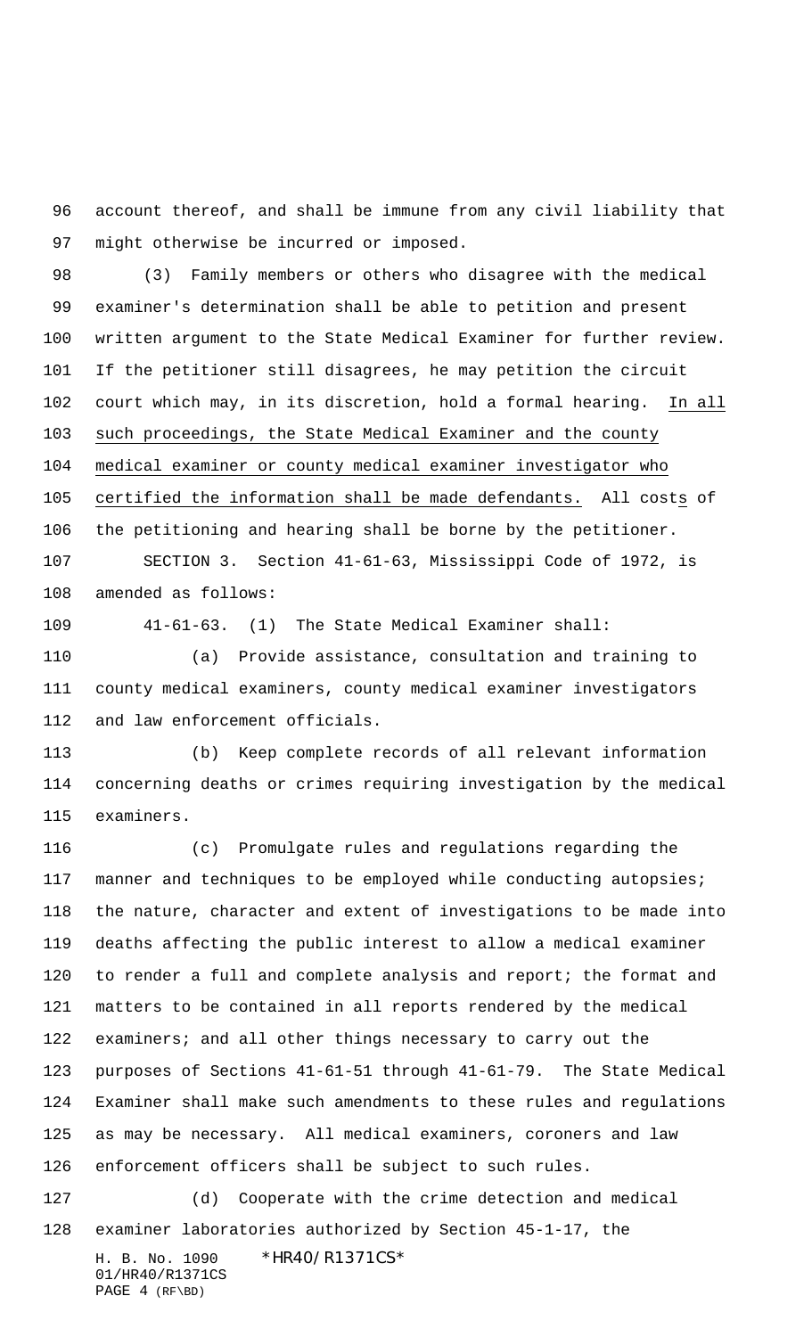account thereof, and shall be immune from any civil liability that might otherwise be incurred or imposed.

(3) Family members or others who disagree with the medical examiner's determination shall be able to petition and present written argument to the State Medical Examiner for further review. If the petitioner still disagrees, he may petition the circuit court which may, in its discretion, hold a formal hearing. In all such proceedings, the State Medical Examiner and the county medical examiner or county medical examiner investigator who certified the information shall be made defendants. All costs of the petitioning and hearing shall be borne by the petitioner.

SECTION 3. Section 41-61-63, Mississippi Code of 1972, is amended as follows:

41-61-63. (1) The State Medical Examiner shall:

(a) Provide assistance, consultation and training to county medical examiners, county medical examiner investigators and law enforcement officials.

(b) Keep complete records of all relevant information concerning deaths or crimes requiring investigation by the medical examiners.

(c) Promulgate rules and regulations regarding the manner and techniques to be employed while conducting autopsies; the nature, character and extent of investigations to be made into deaths affecting the public interest to allow a medical examiner to render a full and complete analysis and report; the format and matters to be contained in all reports rendered by the medical examiners; and all other things necessary to carry out the purposes of Sections 41-61-51 through 41-61-79. The State Medical Examiner shall make such amendments to these rules and regulations as may be necessary. All medical examiners, coroners and law enforcement officers shall be subject to such rules.

(d) Cooperate with the crime detection and medical examiner laboratories authorized by Section 45-1-17, the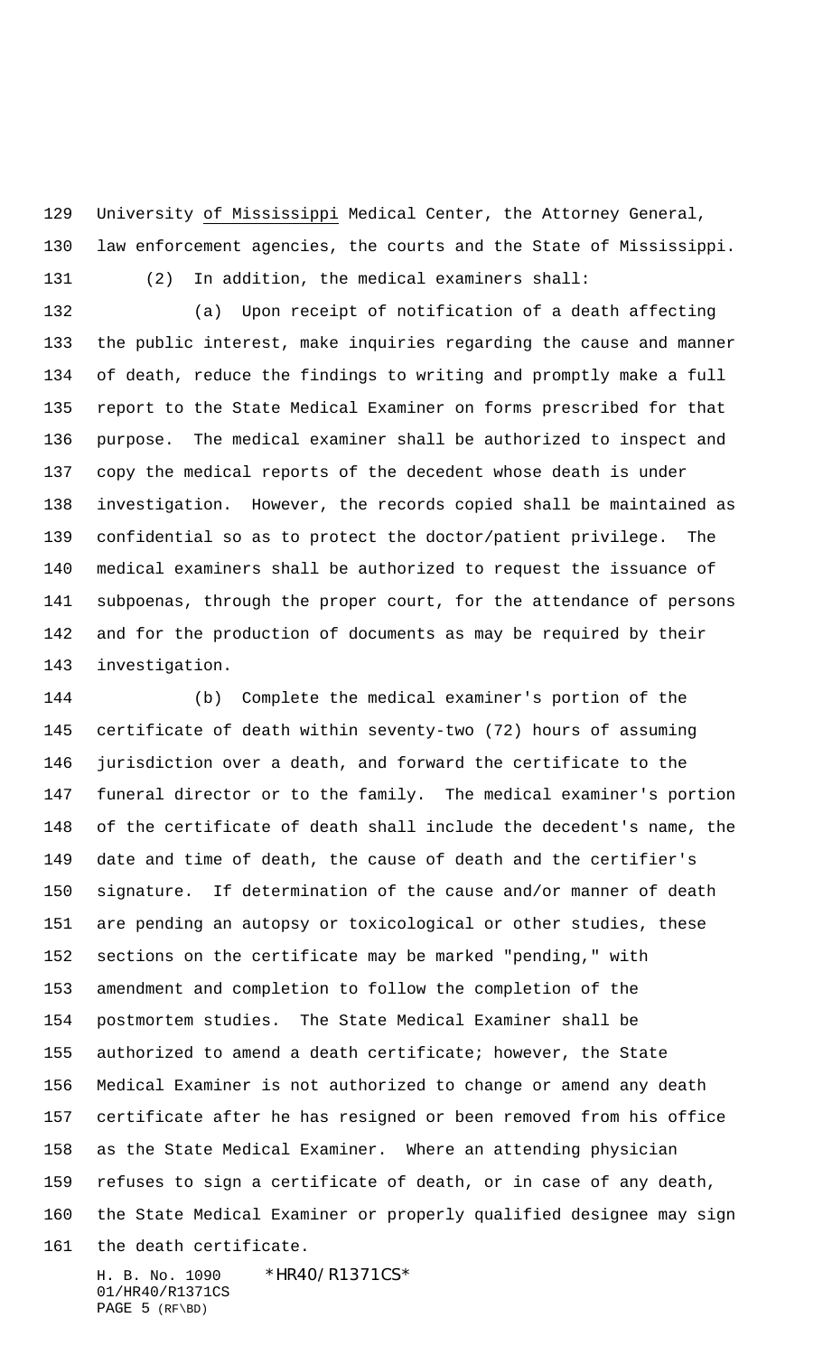University of Mississippi Medical Center, the Attorney General, law enforcement agencies, the courts and the State of Mississippi.

(2) In addition, the medical examiners shall:

(a) Upon receipt of notification of a death affecting the public interest, make inquiries regarding the cause and manner of death, reduce the findings to writing and promptly make a full report to the State Medical Examiner on forms prescribed for that purpose. The medical examiner shall be authorized to inspect and copy the medical reports of the decedent whose death is under investigation. However, the records copied shall be maintained as confidential so as to protect the doctor/patient privilege. The medical examiners shall be authorized to request the issuance of subpoenas, through the proper court, for the attendance of persons and for the production of documents as may be required by their investigation.

(b) Complete the medical examiner's portion of the certificate of death within seventy-two (72) hours of assuming jurisdiction over a death, and forward the certificate to the funeral director or to the family. The medical examiner's portion of the certificate of death shall include the decedent's name, the date and time of death, the cause of death and the certifier's signature. If determination of the cause and/or manner of death are pending an autopsy or toxicological or other studies, these sections on the certificate may be marked "pending," with amendment and completion to follow the completion of the postmortem studies. The State Medical Examiner shall be authorized to amend a death certificate; however, the State Medical Examiner is not authorized to change or amend any death certificate after he has resigned or been removed from his office as the State Medical Examiner. Where an attending physician refuses to sign a certificate of death, or in case of any death, the State Medical Examiner or properly qualified designee may sign the death certificate.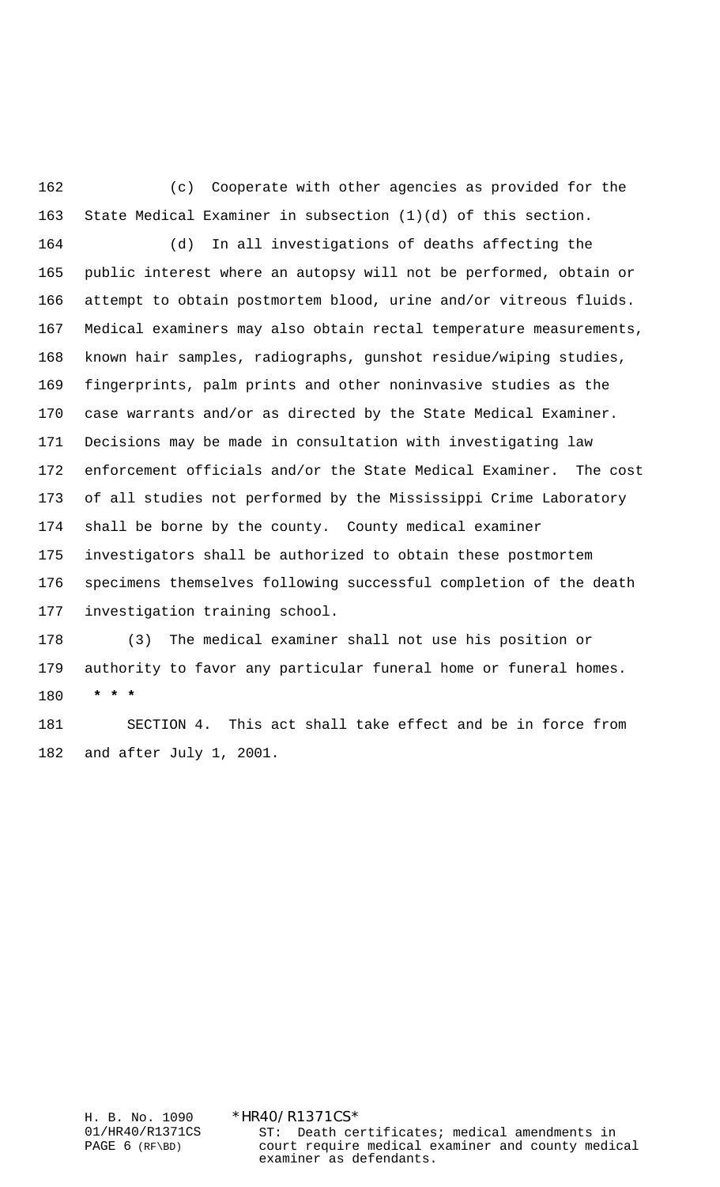(c) Cooperate with other agencies as provided for the State Medical Examiner in subsection (1)(d) of this section.

(d) In all investigations of deaths affecting the public interest where an autopsy will not be performed, obtain or attempt to obtain postmortem blood, urine and/or vitreous fluids. Medical examiners may also obtain rectal temperature measurements, known hair samples, radiographs, gunshot residue/wiping studies, fingerprints, palm prints and other noninvasive studies as the case warrants and/or as directed by the State Medical Examiner. Decisions may be made in consultation with investigating law enforcement officials and/or the State Medical Examiner. The cost of all studies not performed by the Mississippi Crime Laboratory shall be borne by the county. County medical examiner investigators shall be authorized to obtain these postmortem specimens themselves following successful completion of the death investigation training school.

(3) The medical examiner shall not use his position or authority to favor any particular funeral home or funeral homes.

* * *

SECTION 4. This act shall take effect and be in force from and after July 1, 2001.

ST: Death certificates; medical amendments in court require medical examiner and county medical examiner as defendants.